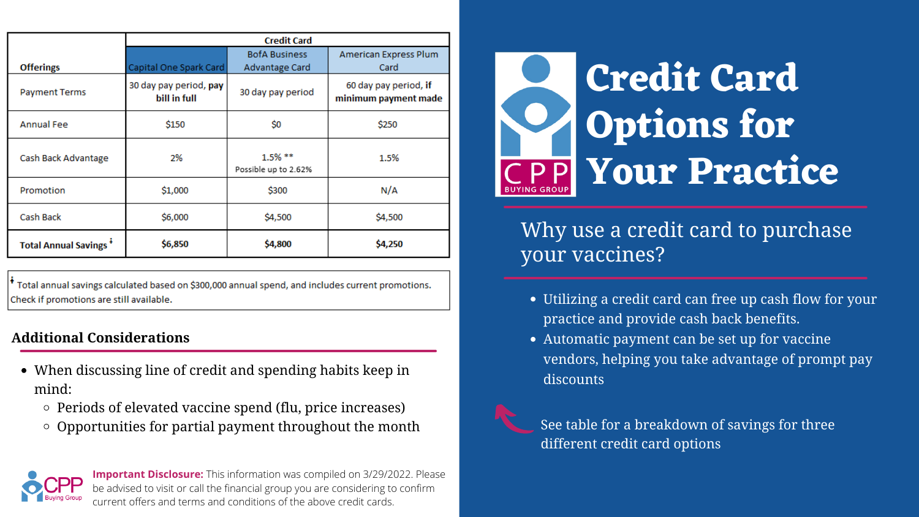# Credit Card Options for Your Practice

| Offerings | Credit Card | | |
|---|---|---|---|
| | Capital One Spark Card | BofA Business Advantage Card | American Express Plum Card |
| Payment Terms | 30 day pay period, **pay bill in full** | 30 day pay period | 60 day pay period, **if minimum payment made** |
| Annual Fee | $150 | $0 | $250 |
| Cash Back Advantage | 2% | 1.5% ** Possible up to 2.62% | 1.5% |
| Promotion | $1,000 | $300 | N/A |
| Cash Back | $6,000 | $4,500 | $4,500 |
| **Total Annual Savings** ǂ | **$6,850** | **$4,800** | **$4,250** |

ǂ Total annual savings calculated based on $300,000 annual spend, and includes current promotions. Check if promotions are still available.

## Additional Considerations

- When discussing line of credit and spending habits keep in mind:
  - Periods of elevated vaccine spend (flu, price increases)
  - Opportunities for partial payment throughout the month

**Important Disclosure:** This information was compiled on 3/29/2022. Please be advised to visit or call the financial group you are considering to confirm current offers and terms and conditions of the above credit cards.

## Why use a credit card to purchase your vaccines?

- Utilizing a credit card can free up cash flow for your practice and provide cash back benefits.
- Automatic payment can be set up for vaccine vendors, helping you take advantage of prompt pay discounts

See table for a breakdown of savings for three different credit card options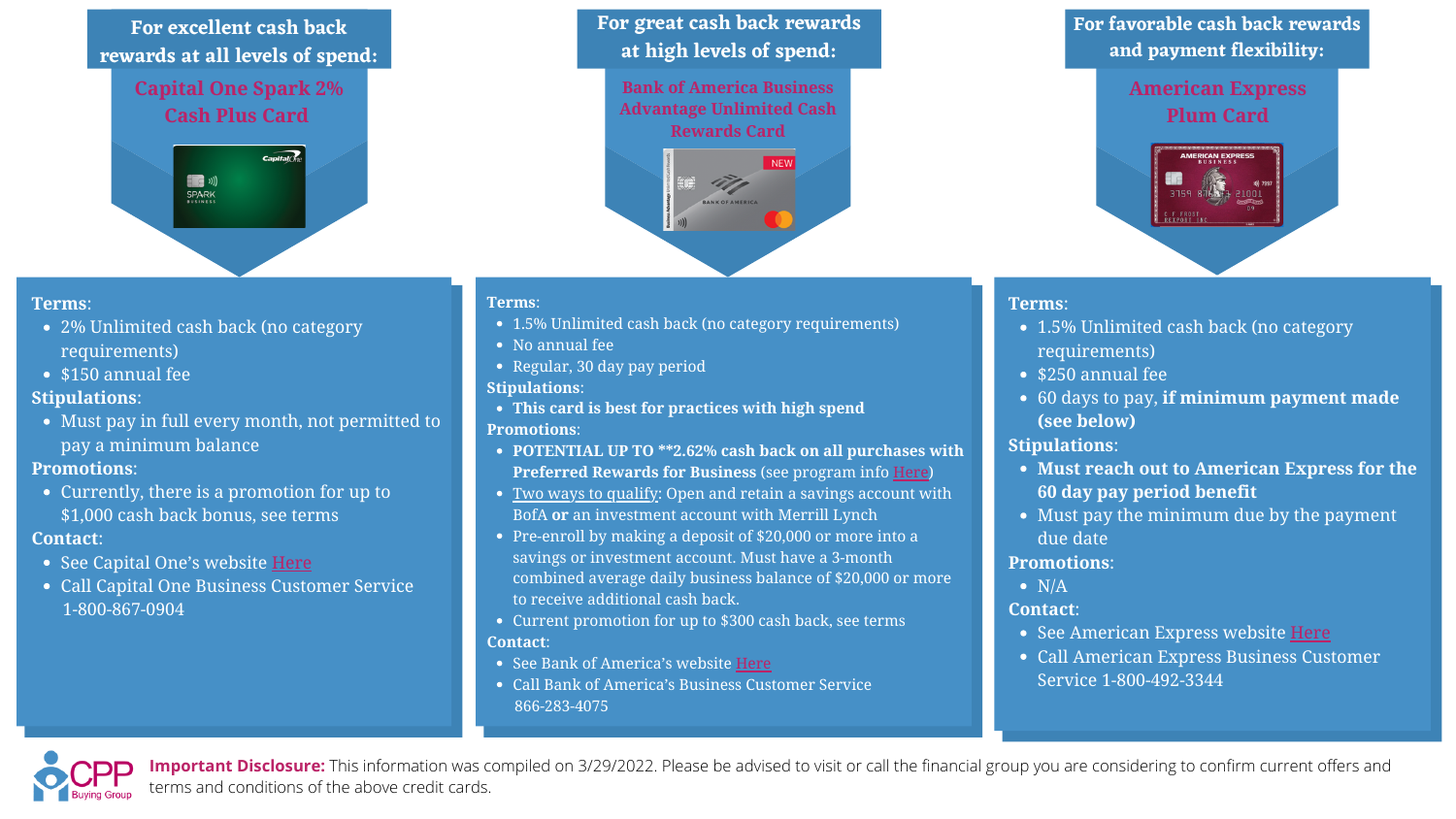## For excellent cash back rewards at all levels of spend:

### Capital One Spark 2% Cash Plus Card

**Terms**:

- 2% Unlimited cash back (no category requirements)
- $150 annual fee

**Stipulations**:

- Must pay in full every month, not permitted to pay a minimum balance

**Promotions**:

- Currently, there is a promotion for up to $1,000 cash back bonus, see terms

**Contact**:

- See Capital One's website Here
- Call Capital One Business Customer Service 1-800-867-0904

## For great cash back rewards at high levels of spend:

### Bank of America Business Advantage Unlimited Cash Rewards Card

**Terms**:

- 1.5% Unlimited cash back (no category requirements)
- No annual fee
- Regular, 30 day pay period

**Stipulations**:

- **This card is best for practices with high spend**

**Promotions**:

- **POTENTIAL UP TO **2.62% cash back on all purchases with Preferred Rewards for Business** (see program info Here)
- Two ways to qualify: Open and retain a savings account with BofA **or** an investment account with Merrill Lynch
- Pre-enroll by making a deposit of $20,000 or more into a savings or investment account. Must have a 3-month combined average daily business balance of $20,000 or more to receive additional cash back.
- Current promotion for up to $300 cash back, see terms

**Contact**:

- See Bank of America's website Here
- Call Bank of America's Business Customer Service 866-283-4075

## For favorable cash back rewards and payment flexibility:

### American Express Plum Card

**Terms**:

- 1.5% Unlimited cash back (no category requirements)
- $250 annual fee
- 60 days to pay, **if minimum payment made (see below)**

**Stipulations**:

- **Must reach out to American Express for the 60 day pay period benefit**
- Must pay the minimum due by the payment due date

**Promotions**:

- N/A

**Contact**:

- See American Express website Here
- Call American Express Business Customer Service 1-800-492-3344

CPP Buying Group

**Important Disclosure:** This information was compiled on 3/29/2022. Please be advised to visit or call the financial group you are considering to confirm current offers and terms and conditions of the above credit cards.